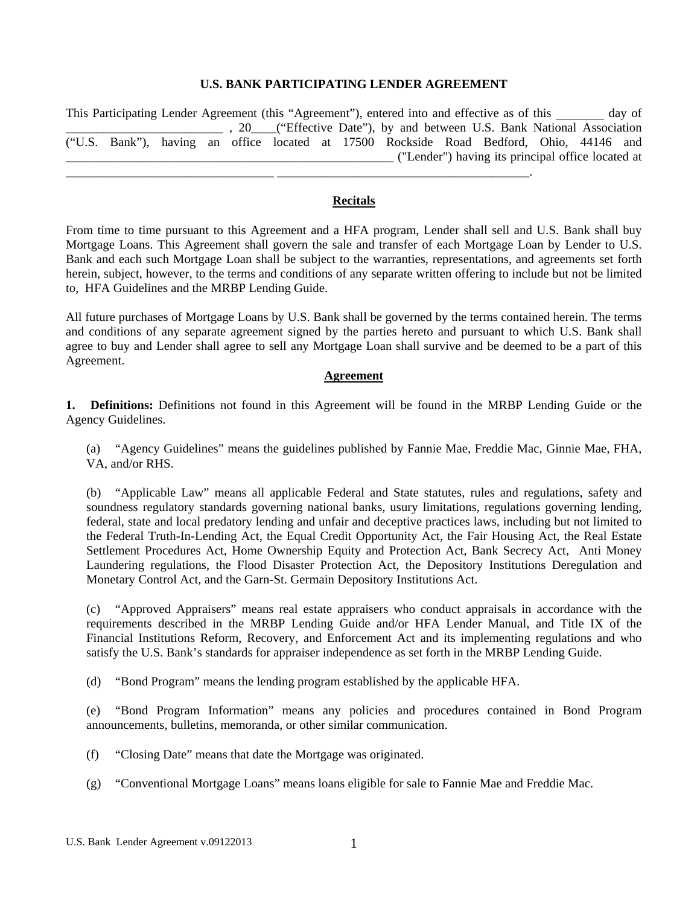# U.S. BANK PARTICIPATING LENDER AGREEMENT

This Participating Lender Agreement (this "Agreement"), entered into and effective as of this ________ day of _________________________ , 20____("Effective Date"), by and between U.S. Bank National Association ("U.S. Bank"), having an office located at 17500 Rockside Road Bedford, Ohio, 44146 and ______________________________________________________ ("Lender") having its principal office located at __________________________________ __________________________________________.

## Recitals

From time to time pursuant to this Agreement and a HFA program, Lender shall sell and U.S. Bank shall buy Mortgage Loans. This Agreement shall govern the sale and transfer of each Mortgage Loan by Lender to U.S. Bank and each such Mortgage Loan shall be subject to the warranties, representations, and agreements set forth herein, subject, however, to the terms and conditions of any separate written offering to include but not be limited to, HFA Guidelines and the MRBP Lending Guide.

All future purchases of Mortgage Loans by U.S. Bank shall be governed by the terms contained herein. The terms and conditions of any separate agreement signed by the parties hereto and pursuant to which U.S. Bank shall agree to buy and Lender shall agree to sell any Mortgage Loan shall survive and be deemed to be a part of this Agreement.

## Agreement

**1. Definitions:** Definitions not found in this Agreement will be found in the MRBP Lending Guide or the Agency Guidelines.

(a) "Agency Guidelines" means the guidelines published by Fannie Mae, Freddie Mac, Ginnie Mae, FHA, VA, and/or RHS.

(b) "Applicable Law" means all applicable Federal and State statutes, rules and regulations, safety and soundness regulatory standards governing national banks, usury limitations, regulations governing lending, federal, state and local predatory lending and unfair and deceptive practices laws, including but not limited to the Federal Truth-In-Lending Act, the Equal Credit Opportunity Act, the Fair Housing Act, the Real Estate Settlement Procedures Act, Home Ownership Equity and Protection Act, Bank Secrecy Act, Anti Money Laundering regulations, the Flood Disaster Protection Act, the Depository Institutions Deregulation and Monetary Control Act, and the Garn-St. Germain Depository Institutions Act.

(c) "Approved Appraisers" means real estate appraisers who conduct appraisals in accordance with the requirements described in the MRBP Lending Guide and/or HFA Lender Manual, and Title IX of the Financial Institutions Reform, Recovery, and Enforcement Act and its implementing regulations and who satisfy the U.S. Bank's standards for appraiser independence as set forth in the MRBP Lending Guide.

(d) "Bond Program" means the lending program established by the applicable HFA.

(e) "Bond Program Information" means any policies and procedures contained in Bond Program announcements, bulletins, memoranda, or other similar communication.

(f) "Closing Date" means that date the Mortgage was originated.

(g) "Conventional Mortgage Loans" means loans eligible for sale to Fannie Mae and Freddie Mac.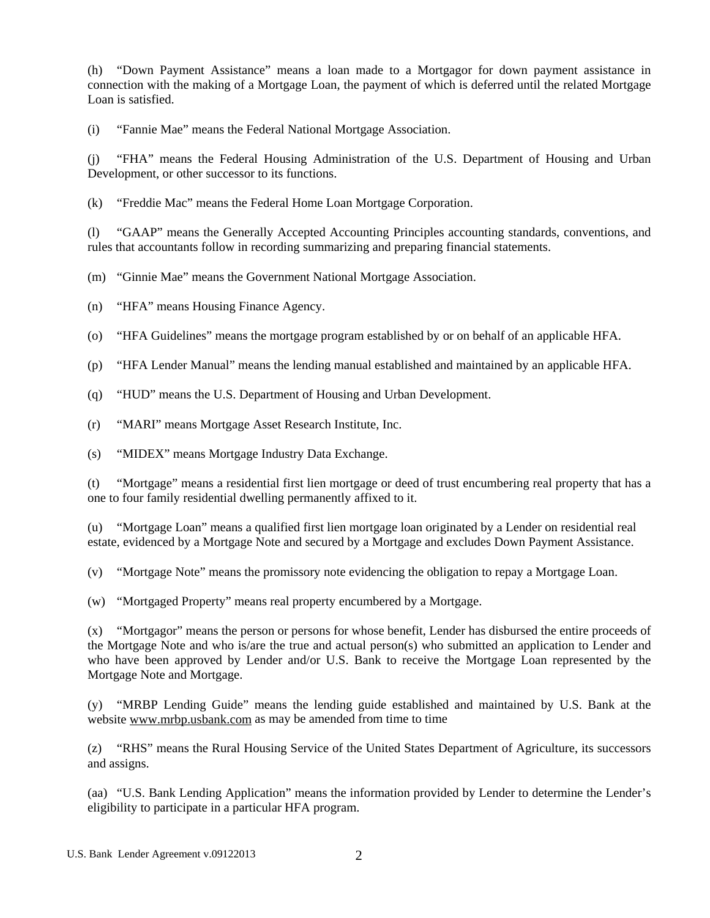(h) "Down Payment Assistance" means a loan made to a Mortgagor for down payment assistance in connection with the making of a Mortgage Loan, the payment of which is deferred until the related Mortgage Loan is satisfied.

(i) "Fannie Mae" means the Federal National Mortgage Association.

(j) "FHA" means the Federal Housing Administration of the U.S. Department of Housing and Urban Development, or other successor to its functions.

(k) "Freddie Mac" means the Federal Home Loan Mortgage Corporation.

(l) "GAAP" means the Generally Accepted Accounting Principles accounting standards, conventions, and rules that accountants follow in recording summarizing and preparing financial statements.

(m) "Ginnie Mae" means the Government National Mortgage Association.

(n) "HFA" means Housing Finance Agency.

(o) "HFA Guidelines" means the mortgage program established by or on behalf of an applicable HFA.

(p) "HFA Lender Manual" means the lending manual established and maintained by an applicable HFA.

(q) "HUD" means the U.S. Department of Housing and Urban Development.

(r) "MARI" means Mortgage Asset Research Institute, Inc.

(s) "MIDEX" means Mortgage Industry Data Exchange.

(t) "Mortgage" means a residential first lien mortgage or deed of trust encumbering real property that has a one to four family residential dwelling permanently affixed to it.

(u) "Mortgage Loan" means a qualified first lien mortgage loan originated by a Lender on residential real estate, evidenced by a Mortgage Note and secured by a Mortgage and excludes Down Payment Assistance.

(v) "Mortgage Note" means the promissory note evidencing the obligation to repay a Mortgage Loan.

(w) "Mortgaged Property" means real property encumbered by a Mortgage.

(x) "Mortgagor" means the person or persons for whose benefit, Lender has disbursed the entire proceeds of the Mortgage Note and who is/are the true and actual person(s) who submitted an application to Lender and who have been approved by Lender and/or U.S. Bank to receive the Mortgage Loan represented by the Mortgage Note and Mortgage.

(y) "MRBP Lending Guide" means the lending guide established and maintained by U.S. Bank at the website www.mrbp.usbank.com as may be amended from time to time

(z) "RHS" means the Rural Housing Service of the United States Department of Agriculture, its successors and assigns.

(aa) "U.S. Bank Lending Application" means the information provided by Lender to determine the Lender's eligibility to participate in a particular HFA program.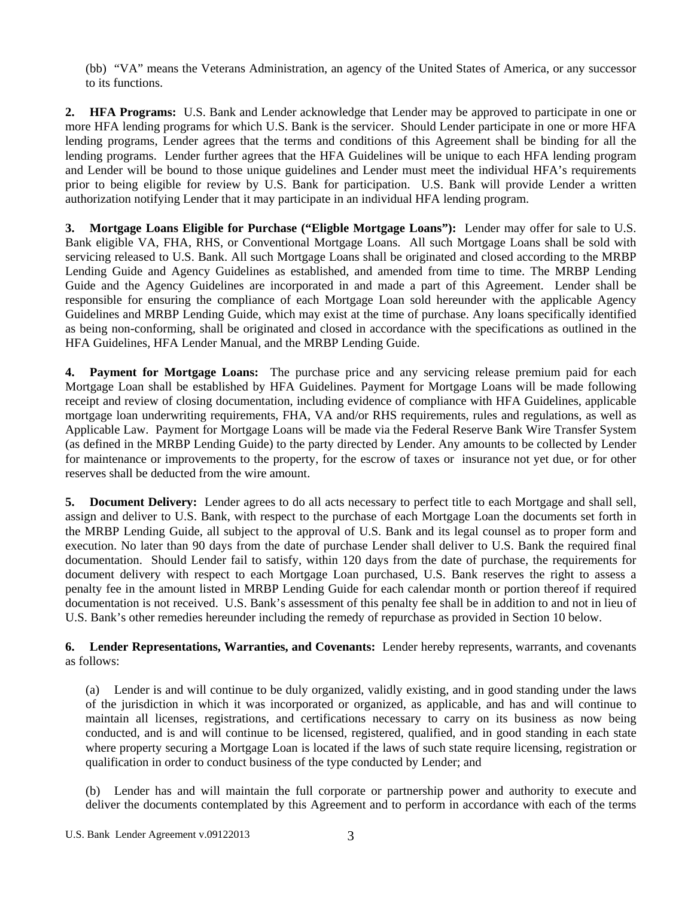(bb) "VA" means the Veterans Administration, an agency of the United States of America, or any successor to its functions.

**2. HFA Programs:** U.S. Bank and Lender acknowledge that Lender may be approved to participate in one or more HFA lending programs for which U.S. Bank is the servicer. Should Lender participate in one or more HFA lending programs, Lender agrees that the terms and conditions of this Agreement shall be binding for all the lending programs. Lender further agrees that the HFA Guidelines will be unique to each HFA lending program and Lender will be bound to those unique guidelines and Lender must meet the individual HFA's requirements prior to being eligible for review by U.S. Bank for participation. U.S. Bank will provide Lender a written authorization notifying Lender that it may participate in an individual HFA lending program.

**3. Mortgage Loans Eligible for Purchase ("Eligble Mortgage Loans"):** Lender may offer for sale to U.S. Bank eligible VA, FHA, RHS, or Conventional Mortgage Loans. All such Mortgage Loans shall be sold with servicing released to U.S. Bank. All such Mortgage Loans shall be originated and closed according to the MRBP Lending Guide and Agency Guidelines as established, and amended from time to time. The MRBP Lending Guide and the Agency Guidelines are incorporated in and made a part of this Agreement. Lender shall be responsible for ensuring the compliance of each Mortgage Loan sold hereunder with the applicable Agency Guidelines and MRBP Lending Guide, which may exist at the time of purchase. Any loans specifically identified as being non-conforming, shall be originated and closed in accordance with the specifications as outlined in the HFA Guidelines, HFA Lender Manual, and the MRBP Lending Guide.

**4. Payment for Mortgage Loans:** The purchase price and any servicing release premium paid for each Mortgage Loan shall be established by HFA Guidelines. Payment for Mortgage Loans will be made following receipt and review of closing documentation, including evidence of compliance with HFA Guidelines, applicable mortgage loan underwriting requirements, FHA, VA and/or RHS requirements, rules and regulations, as well as Applicable Law. Payment for Mortgage Loans will be made via the Federal Reserve Bank Wire Transfer System (as defined in the MRBP Lending Guide) to the party directed by Lender. Any amounts to be collected by Lender for maintenance or improvements to the property, for the escrow of taxes or insurance not yet due, or for other reserves shall be deducted from the wire amount.

**5. Document Delivery:** Lender agrees to do all acts necessary to perfect title to each Mortgage and shall sell, assign and deliver to U.S. Bank, with respect to the purchase of each Mortgage Loan the documents set forth in the MRBP Lending Guide, all subject to the approval of U.S. Bank and its legal counsel as to proper form and execution. No later than 90 days from the date of purchase Lender shall deliver to U.S. Bank the required final documentation. Should Lender fail to satisfy, within 120 days from the date of purchase, the requirements for document delivery with respect to each Mortgage Loan purchased, U.S. Bank reserves the right to assess a penalty fee in the amount listed in MRBP Lending Guide for each calendar month or portion thereof if required documentation is not received. U.S. Bank's assessment of this penalty fee shall be in addition to and not in lieu of U.S. Bank's other remedies hereunder including the remedy of repurchase as provided in Section 10 below.

**6. Lender Representations, Warranties, and Covenants:** Lender hereby represents, warrants, and covenants as follows:

(a) Lender is and will continue to be duly organized, validly existing, and in good standing under the laws of the jurisdiction in which it was incorporated or organized, as applicable, and has and will continue to maintain all licenses, registrations, and certifications necessary to carry on its business as now being conducted, and is and will continue to be licensed, registered, qualified, and in good standing in each state where property securing a Mortgage Loan is located if the laws of such state require licensing, registration or qualification in order to conduct business of the type conducted by Lender; and

(b) Lender has and will maintain the full corporate or partnership power and authority to execute and deliver the documents contemplated by this Agreement and to perform in accordance with each of the terms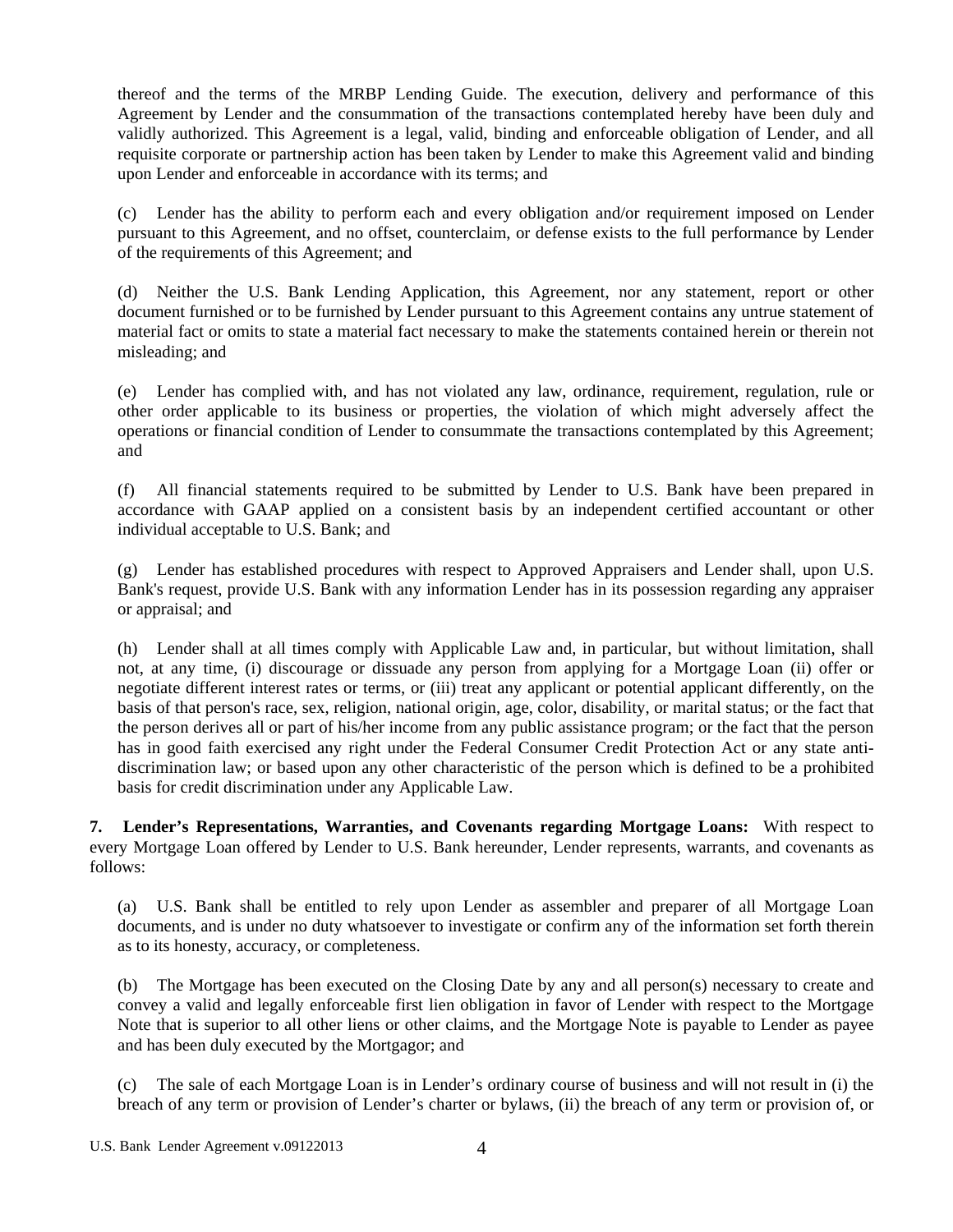thereof and the terms of the MRBP Lending Guide. The execution, delivery and performance of this Agreement by Lender and the consummation of the transactions contemplated hereby have been duly and validly authorized. This Agreement is a legal, valid, binding and enforceable obligation of Lender, and all requisite corporate or partnership action has been taken by Lender to make this Agreement valid and binding upon Lender and enforceable in accordance with its terms; and

(c) Lender has the ability to perform each and every obligation and/or requirement imposed on Lender pursuant to this Agreement, and no offset, counterclaim, or defense exists to the full performance by Lender of the requirements of this Agreement; and

(d) Neither the U.S. Bank Lending Application, this Agreement, nor any statement, report or other document furnished or to be furnished by Lender pursuant to this Agreement contains any untrue statement of material fact or omits to state a material fact necessary to make the statements contained herein or therein not misleading; and

(e) Lender has complied with, and has not violated any law, ordinance, requirement, regulation, rule or other order applicable to its business or properties, the violation of which might adversely affect the operations or financial condition of Lender to consummate the transactions contemplated by this Agreement; and

(f) All financial statements required to be submitted by Lender to U.S. Bank have been prepared in accordance with GAAP applied on a consistent basis by an independent certified accountant or other individual acceptable to U.S. Bank; and

(g) Lender has established procedures with respect to Approved Appraisers and Lender shall, upon U.S. Bank's request, provide U.S. Bank with any information Lender has in its possession regarding any appraiser or appraisal; and

(h) Lender shall at all times comply with Applicable Law and, in particular, but without limitation, shall not, at any time, (i) discourage or dissuade any person from applying for a Mortgage Loan (ii) offer or negotiate different interest rates or terms, or (iii) treat any applicant or potential applicant differently, on the basis of that person's race, sex, religion, national origin, age, color, disability, or marital status; or the fact that the person derives all or part of his/her income from any public assistance program; or the fact that the person has in good faith exercised any right under the Federal Consumer Credit Protection Act or any state anti-discrimination law; or based upon any other characteristic of the person which is defined to be a prohibited basis for credit discrimination under any Applicable Law.

**7. Lender's Representations, Warranties, and Covenants regarding Mortgage Loans:** With respect to every Mortgage Loan offered by Lender to U.S. Bank hereunder, Lender represents, warrants, and covenants as follows:

(a) U.S. Bank shall be entitled to rely upon Lender as assembler and preparer of all Mortgage Loan documents, and is under no duty whatsoever to investigate or confirm any of the information set forth therein as to its honesty, accuracy, or completeness.

(b) The Mortgage has been executed on the Closing Date by any and all person(s) necessary to create and convey a valid and legally enforceable first lien obligation in favor of Lender with respect to the Mortgage Note that is superior to all other liens or other claims, and the Mortgage Note is payable to Lender as payee and has been duly executed by the Mortgagor; and

(c) The sale of each Mortgage Loan is in Lender's ordinary course of business and will not result in (i) the breach of any term or provision of Lender's charter or bylaws, (ii) the breach of any term or provision of, or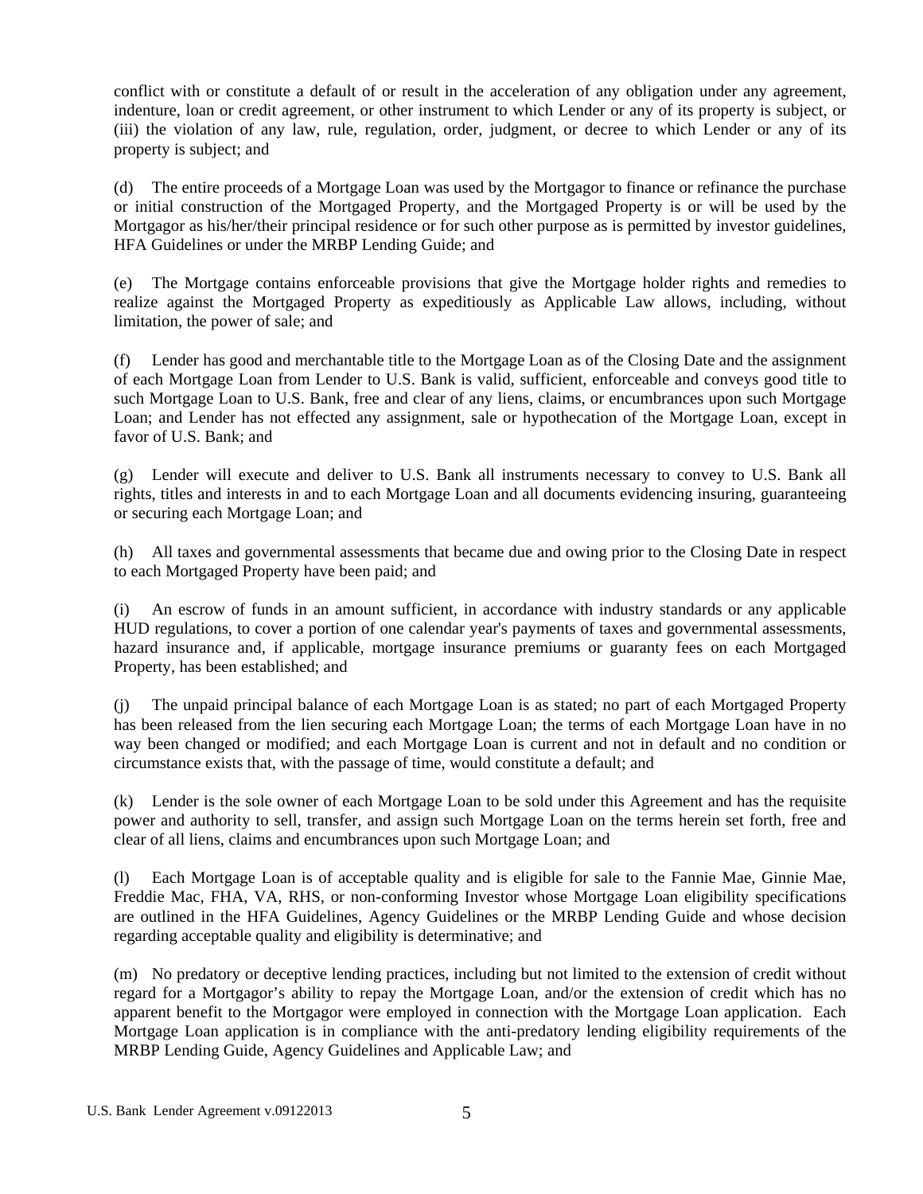conflict with or constitute a default of or result in the acceleration of any obligation under any agreement, indenture, loan or credit agreement, or other instrument to which Lender or any of its property is subject, or (iii) the violation of any law, rule, regulation, order, judgment, or decree to which Lender or any of its property is subject; and

(d) The entire proceeds of a Mortgage Loan was used by the Mortgagor to finance or refinance the purchase or initial construction of the Mortgaged Property, and the Mortgaged Property is or will be used by the Mortgagor as his/her/their principal residence or for such other purpose as is permitted by investor guidelines, HFA Guidelines or under the MRBP Lending Guide; and

(e) The Mortgage contains enforceable provisions that give the Mortgage holder rights and remedies to realize against the Mortgaged Property as expeditiously as Applicable Law allows, including, without limitation, the power of sale; and

(f) Lender has good and merchantable title to the Mortgage Loan as of the Closing Date and the assignment of each Mortgage Loan from Lender to U.S. Bank is valid, sufficient, enforceable and conveys good title to such Mortgage Loan to U.S. Bank, free and clear of any liens, claims, or encumbrances upon such Mortgage Loan; and Lender has not effected any assignment, sale or hypothecation of the Mortgage Loan, except in favor of U.S. Bank; and

(g) Lender will execute and deliver to U.S. Bank all instruments necessary to convey to U.S. Bank all rights, titles and interests in and to each Mortgage Loan and all documents evidencing insuring, guaranteeing or securing each Mortgage Loan; and

(h) All taxes and governmental assessments that became due and owing prior to the Closing Date in respect to each Mortgaged Property have been paid; and

(i) An escrow of funds in an amount sufficient, in accordance with industry standards or any applicable HUD regulations, to cover a portion of one calendar year's payments of taxes and governmental assessments, hazard insurance and, if applicable, mortgage insurance premiums or guaranty fees on each Mortgaged Property, has been established; and

(j) The unpaid principal balance of each Mortgage Loan is as stated; no part of each Mortgaged Property has been released from the lien securing each Mortgage Loan; the terms of each Mortgage Loan have in no way been changed or modified; and each Mortgage Loan is current and not in default and no condition or circumstance exists that, with the passage of time, would constitute a default; and

(k) Lender is the sole owner of each Mortgage Loan to be sold under this Agreement and has the requisite power and authority to sell, transfer, and assign such Mortgage Loan on the terms herein set forth, free and clear of all liens, claims and encumbrances upon such Mortgage Loan; and

(l) Each Mortgage Loan is of acceptable quality and is eligible for sale to the Fannie Mae, Ginnie Mae, Freddie Mac, FHA, VA, RHS, or non-conforming Investor whose Mortgage Loan eligibility specifications are outlined in the HFA Guidelines, Agency Guidelines or the MRBP Lending Guide and whose decision regarding acceptable quality and eligibility is determinative; and

(m) No predatory or deceptive lending practices, including but not limited to the extension of credit without regard for a Mortgagor's ability to repay the Mortgage Loan, and/or the extension of credit which has no apparent benefit to the Mortgagor were employed in connection with the Mortgage Loan application. Each Mortgage Loan application is in compliance with the anti-predatory lending eligibility requirements of the MRBP Lending Guide, Agency Guidelines and Applicable Law; and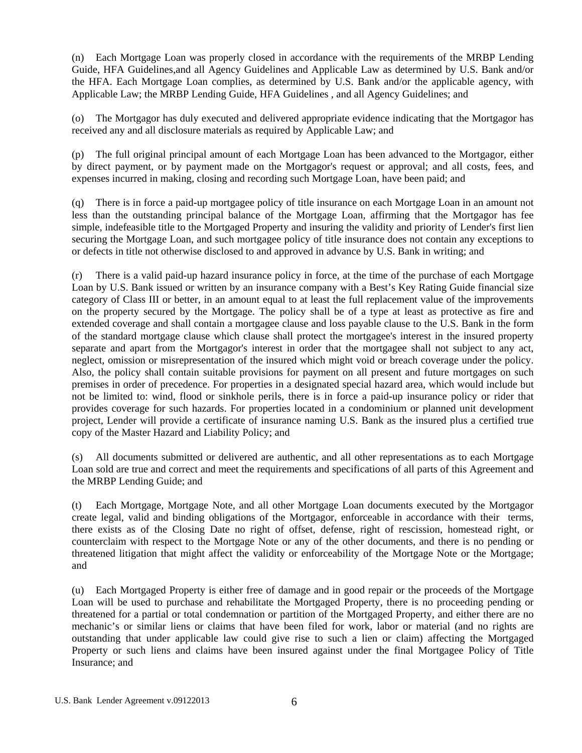(n) Each Mortgage Loan was properly closed in accordance with the requirements of the MRBP Lending Guide, HFA Guidelines,and all Agency Guidelines and Applicable Law as determined by U.S. Bank and/or the HFA. Each Mortgage Loan complies, as determined by U.S. Bank and/or the applicable agency, with Applicable Law; the MRBP Lending Guide, HFA Guidelines , and all Agency Guidelines; and

(o) The Mortgagor has duly executed and delivered appropriate evidence indicating that the Mortgagor has received any and all disclosure materials as required by Applicable Law; and

(p) The full original principal amount of each Mortgage Loan has been advanced to the Mortgagor, either by direct payment, or by payment made on the Mortgagor's request or approval; and all costs, fees, and expenses incurred in making, closing and recording such Mortgage Loan, have been paid; and

(q) There is in force a paid-up mortgagee policy of title insurance on each Mortgage Loan in an amount not less than the outstanding principal balance of the Mortgage Loan, affirming that the Mortgagor has fee simple, indefeasible title to the Mortgaged Property and insuring the validity and priority of Lender's first lien securing the Mortgage Loan, and such mortgagee policy of title insurance does not contain any exceptions to or defects in title not otherwise disclosed to and approved in advance by U.S. Bank in writing; and

(r) There is a valid paid-up hazard insurance policy in force, at the time of the purchase of each Mortgage Loan by U.S. Bank issued or written by an insurance company with a Best's Key Rating Guide financial size category of Class III or better, in an amount equal to at least the full replacement value of the improvements on the property secured by the Mortgage. The policy shall be of a type at least as protective as fire and extended coverage and shall contain a mortgagee clause and loss payable clause to the U.S. Bank in the form of the standard mortgage clause which clause shall protect the mortgagee's interest in the insured property separate and apart from the Mortgagor's interest in order that the mortgagee shall not subject to any act, neglect, omission or misrepresentation of the insured which might void or breach coverage under the policy. Also, the policy shall contain suitable provisions for payment on all present and future mortgages on such premises in order of precedence. For properties in a designated special hazard area, which would include but not be limited to: wind, flood or sinkhole perils, there is in force a paid-up insurance policy or rider that provides coverage for such hazards. For properties located in a condominium or planned unit development project, Lender will provide a certificate of insurance naming U.S. Bank as the insured plus a certified true copy of the Master Hazard and Liability Policy; and

(s) All documents submitted or delivered are authentic, and all other representations as to each Mortgage Loan sold are true and correct and meet the requirements and specifications of all parts of this Agreement and the MRBP Lending Guide; and

(t) Each Mortgage, Mortgage Note, and all other Mortgage Loan documents executed by the Mortgagor create legal, valid and binding obligations of the Mortgagor, enforceable in accordance with their terms, there exists as of the Closing Date no right of offset, defense, right of rescission, homestead right, or counterclaim with respect to the Mortgage Note or any of the other documents, and there is no pending or threatened litigation that might affect the validity or enforceability of the Mortgage Note or the Mortgage; and

(u) Each Mortgaged Property is either free of damage and in good repair or the proceeds of the Mortgage Loan will be used to purchase and rehabilitate the Mortgaged Property, there is no proceeding pending or threatened for a partial or total condemnation or partition of the Mortgaged Property, and either there are no mechanic's or similar liens or claims that have been filed for work, labor or material (and no rights are outstanding that under applicable law could give rise to such a lien or claim) affecting the Mortgaged Property or such liens and claims have been insured against under the final Mortgagee Policy of Title Insurance; and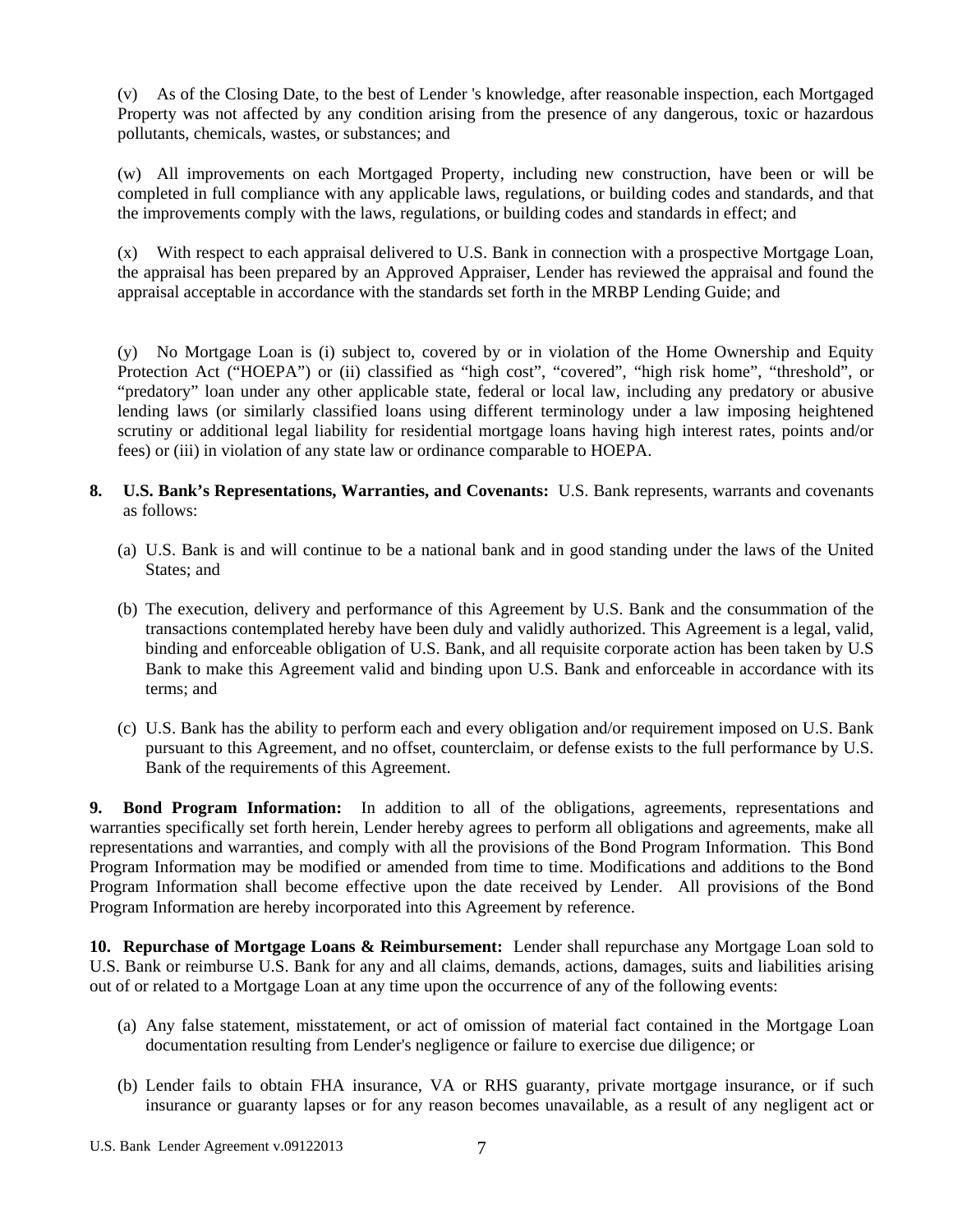(v) As of the Closing Date, to the best of Lender 's knowledge, after reasonable inspection, each Mortgaged Property was not affected by any condition arising from the presence of any dangerous, toxic or hazardous pollutants, chemicals, wastes, or substances; and

(w) All improvements on each Mortgaged Property, including new construction, have been or will be completed in full compliance with any applicable laws, regulations, or building codes and standards, and that the improvements comply with the laws, regulations, or building codes and standards in effect; and

(x) With respect to each appraisal delivered to U.S. Bank in connection with a prospective Mortgage Loan, the appraisal has been prepared by an Approved Appraiser, Lender has reviewed the appraisal and found the appraisal acceptable in accordance with the standards set forth in the MRBP Lending Guide; and

(y) No Mortgage Loan is (i) subject to, covered by or in violation of the Home Ownership and Equity Protection Act ("HOEPA") or (ii) classified as "high cost", "covered", "high risk home", "threshold", or "predatory" loan under any other applicable state, federal or local law, including any predatory or abusive lending laws (or similarly classified loans using different terminology under a law imposing heightened scrutiny or additional legal liability for residential mortgage loans having high interest rates, points and/or fees) or (iii) in violation of any state law or ordinance comparable to HOEPA.

**8. U.S. Bank's Representations, Warranties, and Covenants:** U.S. Bank represents, warrants and covenants as follows:

(a) U.S. Bank is and will continue to be a national bank and in good standing under the laws of the United States; and

(b) The execution, delivery and performance of this Agreement by U.S. Bank and the consummation of the transactions contemplated hereby have been duly and validly authorized. This Agreement is a legal, valid, binding and enforceable obligation of U.S. Bank, and all requisite corporate action has been taken by U.S Bank to make this Agreement valid and binding upon U.S. Bank and enforceable in accordance with its terms; and

(c) U.S. Bank has the ability to perform each and every obligation and/or requirement imposed on U.S. Bank pursuant to this Agreement, and no offset, counterclaim, or defense exists to the full performance by U.S. Bank of the requirements of this Agreement.

**9. Bond Program Information:** In addition to all of the obligations, agreements, representations and warranties specifically set forth herein, Lender hereby agrees to perform all obligations and agreements, make all representations and warranties, and comply with all the provisions of the Bond Program Information. This Bond Program Information may be modified or amended from time to time. Modifications and additions to the Bond Program Information shall become effective upon the date received by Lender. All provisions of the Bond Program Information are hereby incorporated into this Agreement by reference.

**10. Repurchase of Mortgage Loans & Reimbursement:** Lender shall repurchase any Mortgage Loan sold to U.S. Bank or reimburse U.S. Bank for any and all claims, demands, actions, damages, suits and liabilities arising out of or related to a Mortgage Loan at any time upon the occurrence of any of the following events:

(a) Any false statement, misstatement, or act of omission of material fact contained in the Mortgage Loan documentation resulting from Lender's negligence or failure to exercise due diligence; or

(b) Lender fails to obtain FHA insurance, VA or RHS guaranty, private mortgage insurance, or if such insurance or guaranty lapses or for any reason becomes unavailable, as a result of any negligent act or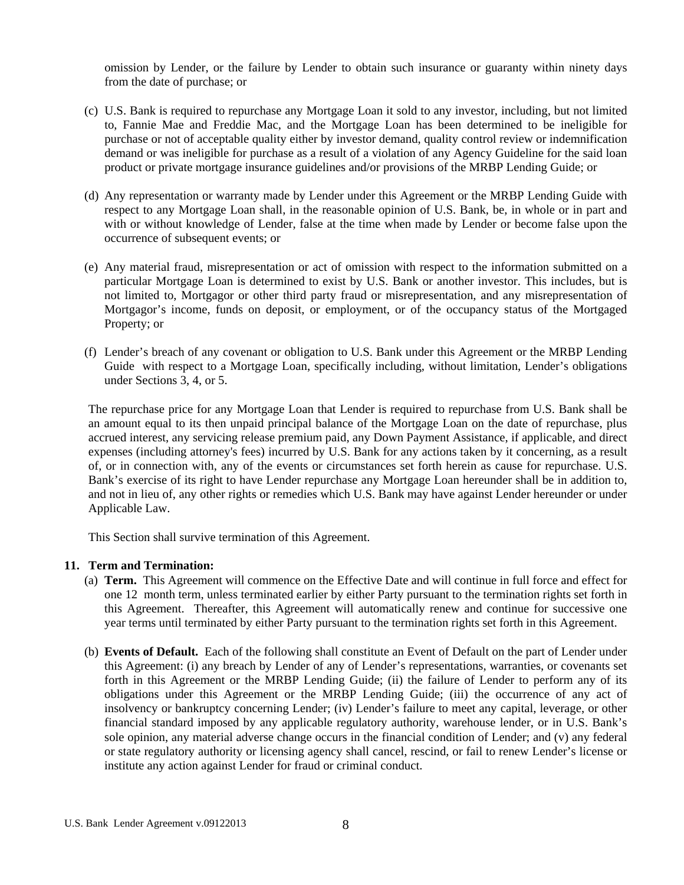omission by Lender, or the failure by Lender to obtain such insurance or guaranty within ninety days from the date of purchase; or

(c) U.S. Bank is required to repurchase any Mortgage Loan it sold to any investor, including, but not limited to, Fannie Mae and Freddie Mac, and the Mortgage Loan has been determined to be ineligible for purchase or not of acceptable quality either by investor demand, quality control review or indemnification demand or was ineligible for purchase as a result of a violation of any Agency Guideline for the said loan product or private mortgage insurance guidelines and/or provisions of the MRBP Lending Guide; or

(d) Any representation or warranty made by Lender under this Agreement or the MRBP Lending Guide with respect to any Mortgage Loan shall, in the reasonable opinion of U.S. Bank, be, in whole or in part and with or without knowledge of Lender, false at the time when made by Lender or become false upon the occurrence of subsequent events; or

(e) Any material fraud, misrepresentation or act of omission with respect to the information submitted on a particular Mortgage Loan is determined to exist by U.S. Bank or another investor. This includes, but is not limited to, Mortgagor or other third party fraud or misrepresentation, and any misrepresentation of Mortgagor's income, funds on deposit, or employment, or of the occupancy status of the Mortgaged Property; or

(f) Lender's breach of any covenant or obligation to U.S. Bank under this Agreement or the MRBP Lending Guide with respect to a Mortgage Loan, specifically including, without limitation, Lender's obligations under Sections 3, 4, or 5.

The repurchase price for any Mortgage Loan that Lender is required to repurchase from U.S. Bank shall be an amount equal to its then unpaid principal balance of the Mortgage Loan on the date of repurchase, plus accrued interest, any servicing release premium paid, any Down Payment Assistance, if applicable, and direct expenses (including attorney's fees) incurred by U.S. Bank for any actions taken by it concerning, as a result of, or in connection with, any of the events or circumstances set forth herein as cause for repurchase. U.S. Bank's exercise of its right to have Lender repurchase any Mortgage Loan hereunder shall be in addition to, and not in lieu of, any other rights or remedies which U.S. Bank may have against Lender hereunder or under Applicable Law.

This Section shall survive termination of this Agreement.

**11. Term and Termination:**

(a) **Term.** This Agreement will commence on the Effective Date and will continue in full force and effect for one 12 month term, unless terminated earlier by either Party pursuant to the termination rights set forth in this Agreement. Thereafter, this Agreement will automatically renew and continue for successive one year terms until terminated by either Party pursuant to the termination rights set forth in this Agreement.

(b) **Events of Default.** Each of the following shall constitute an Event of Default on the part of Lender under this Agreement: (i) any breach by Lender of any of Lender's representations, warranties, or covenants set forth in this Agreement or the MRBP Lending Guide; (ii) the failure of Lender to perform any of its obligations under this Agreement or the MRBP Lending Guide; (iii) the occurrence of any act of insolvency or bankruptcy concerning Lender; (iv) Lender's failure to meet any capital, leverage, or other financial standard imposed by any applicable regulatory authority, warehouse lender, or in U.S. Bank's sole opinion, any material adverse change occurs in the financial condition of Lender; and (v) any federal or state regulatory authority or licensing agency shall cancel, rescind, or fail to renew Lender's license or institute any action against Lender for fraud or criminal conduct.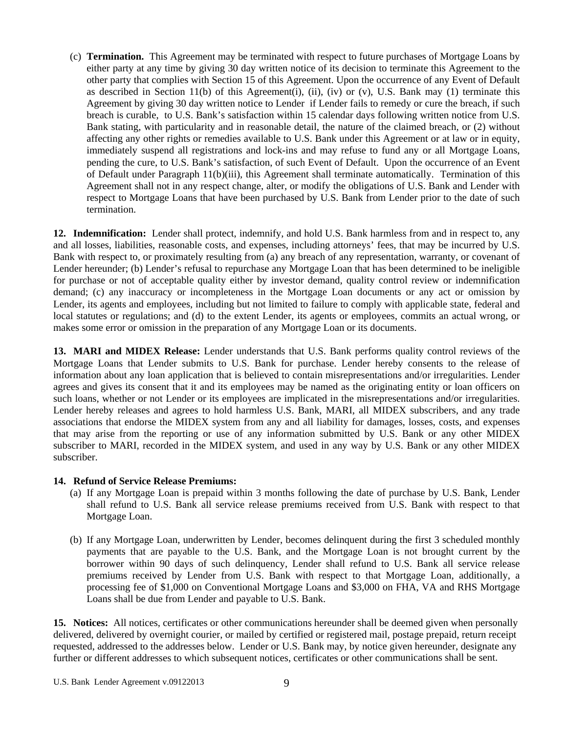(c) **Termination.** This Agreement may be terminated with respect to future purchases of Mortgage Loans by either party at any time by giving 30 day written notice of its decision to terminate this Agreement to the other party that complies with Section 15 of this Agreement. Upon the occurrence of any Event of Default as described in Section 11(b) of this Agreement(i), (ii), (iv) or (v), U.S. Bank may (1) terminate this Agreement by giving 30 day written notice to Lender if Lender fails to remedy or cure the breach, if such breach is curable, to U.S. Bank's satisfaction within 15 calendar days following written notice from U.S. Bank stating, with particularity and in reasonable detail, the nature of the claimed breach, or (2) without affecting any other rights or remedies available to U.S. Bank under this Agreement or at law or in equity, immediately suspend all registrations and lock-ins and may refuse to fund any or all Mortgage Loans, pending the cure, to U.S. Bank's satisfaction, of such Event of Default. Upon the occurrence of an Event of Default under Paragraph 11(b)(iii), this Agreement shall terminate automatically. Termination of this Agreement shall not in any respect change, alter, or modify the obligations of U.S. Bank and Lender with respect to Mortgage Loans that have been purchased by U.S. Bank from Lender prior to the date of such termination.

**12. Indemnification:** Lender shall protect, indemnify, and hold U.S. Bank harmless from and in respect to, any and all losses, liabilities, reasonable costs, and expenses, including attorneys' fees, that may be incurred by U.S. Bank with respect to, or proximately resulting from (a) any breach of any representation, warranty, or covenant of Lender hereunder; (b) Lender's refusal to repurchase any Mortgage Loan that has been determined to be ineligible for purchase or not of acceptable quality either by investor demand, quality control review or indemnification demand; (c) any inaccuracy or incompleteness in the Mortgage Loan documents or any act or omission by Lender, its agents and employees, including but not limited to failure to comply with applicable state, federal and local statutes or regulations; and (d) to the extent Lender, its agents or employees, commits an actual wrong, or makes some error or omission in the preparation of any Mortgage Loan or its documents.

**13. MARI and MIDEX Release:** Lender understands that U.S. Bank performs quality control reviews of the Mortgage Loans that Lender submits to U.S. Bank for purchase. Lender hereby consents to the release of information about any loan application that is believed to contain misrepresentations and/or irregularities. Lender agrees and gives its consent that it and its employees may be named as the originating entity or loan officers on such loans, whether or not Lender or its employees are implicated in the misrepresentations and/or irregularities. Lender hereby releases and agrees to hold harmless U.S. Bank, MARI, all MIDEX subscribers, and any trade associations that endorse the MIDEX system from any and all liability for damages, losses, costs, and expenses that may arise from the reporting or use of any information submitted by U.S. Bank or any other MIDEX subscriber to MARI, recorded in the MIDEX system, and used in any way by U.S. Bank or any other MIDEX subscriber.

**14. Refund of Service Release Premiums:**

(a) If any Mortgage Loan is prepaid within 3 months following the date of purchase by U.S. Bank, Lender shall refund to U.S. Bank all service release premiums received from U.S. Bank with respect to that Mortgage Loan.

(b) If any Mortgage Loan, underwritten by Lender, becomes delinquent during the first 3 scheduled monthly payments that are payable to the U.S. Bank, and the Mortgage Loan is not brought current by the borrower within 90 days of such delinquency, Lender shall refund to U.S. Bank all service release premiums received by Lender from U.S. Bank with respect to that Mortgage Loan, additionally, a processing fee of $1,000 on Conventional Mortgage Loans and $3,000 on FHA, VA and RHS Mortgage Loans shall be due from Lender and payable to U.S. Bank.

**15. Notices:** All notices, certificates or other communications hereunder shall be deemed given when personally delivered, delivered by overnight courier, or mailed by certified or registered mail, postage prepaid, return receipt requested, addressed to the addresses below. Lender or U.S. Bank may, by notice given hereunder, designate any further or different addresses to which subsequent notices, certificates or other communications shall be sent.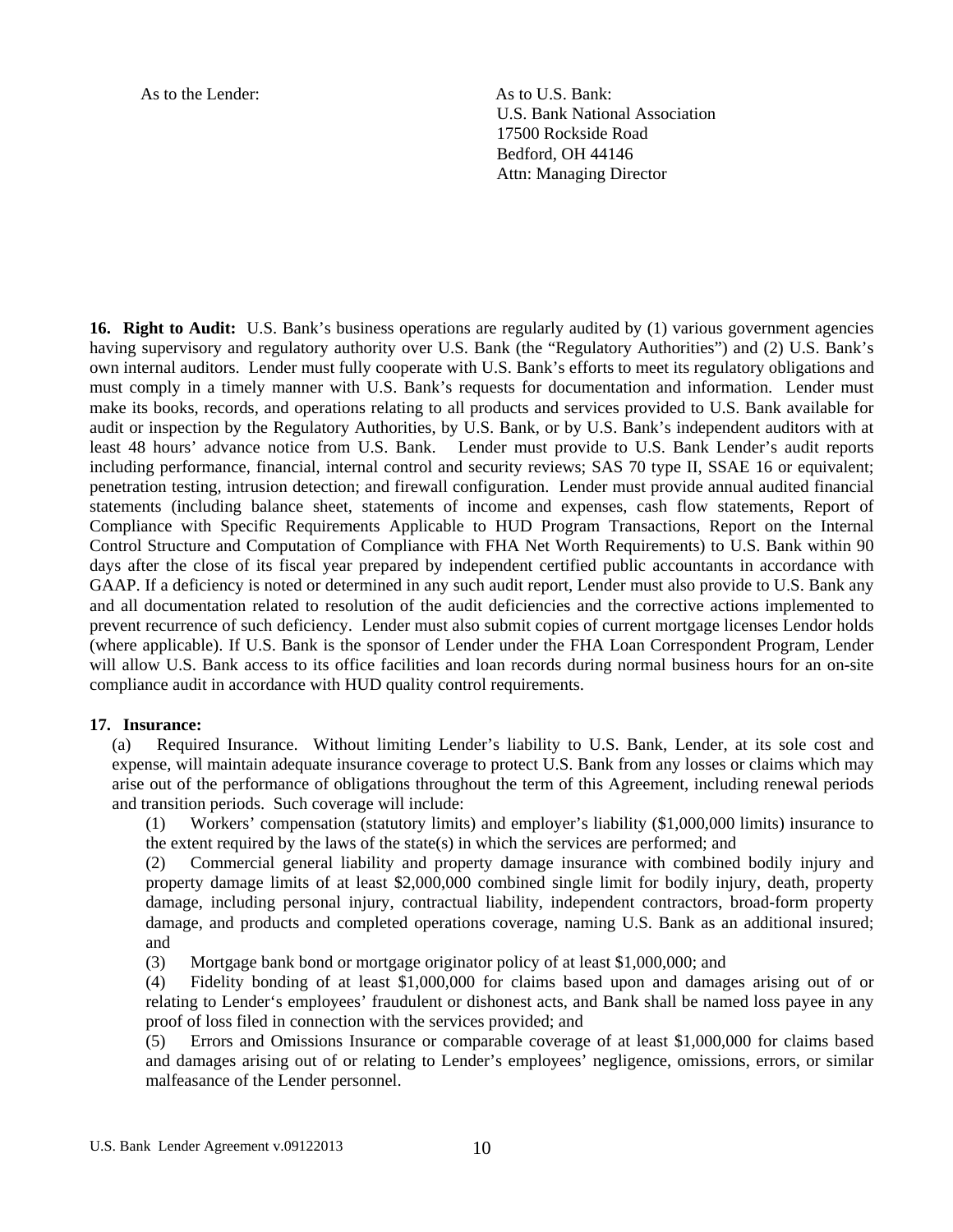As to the Lender:

As to U.S. Bank:
U.S. Bank National Association
17500 Rockside Road
Bedford, OH 44146
Attn: Managing Director

**16. Right to Audit:** U.S. Bank's business operations are regularly audited by (1) various government agencies having supervisory and regulatory authority over U.S. Bank (the "Regulatory Authorities") and (2) U.S. Bank's own internal auditors. Lender must fully cooperate with U.S. Bank's efforts to meet its regulatory obligations and must comply in a timely manner with U.S. Bank's requests for documentation and information. Lender must make its books, records, and operations relating to all products and services provided to U.S. Bank available for audit or inspection by the Regulatory Authorities, by U.S. Bank, or by U.S. Bank's independent auditors with at least 48 hours' advance notice from U.S. Bank. Lender must provide to U.S. Bank Lender's audit reports including performance, financial, internal control and security reviews; SAS 70 type II, SSAE 16 or equivalent; penetration testing, intrusion detection; and firewall configuration. Lender must provide annual audited financial statements (including balance sheet, statements of income and expenses, cash flow statements, Report of Compliance with Specific Requirements Applicable to HUD Program Transactions, Report on the Internal Control Structure and Computation of Compliance with FHA Net Worth Requirements) to U.S. Bank within 90 days after the close of its fiscal year prepared by independent certified public accountants in accordance with GAAP. If a deficiency is noted or determined in any such audit report, Lender must also provide to U.S. Bank any and all documentation related to resolution of the audit deficiencies and the corrective actions implemented to prevent recurrence of such deficiency. Lender must also submit copies of current mortgage licenses Lendor holds (where applicable). If U.S. Bank is the sponsor of Lender under the FHA Loan Correspondent Program, Lender will allow U.S. Bank access to its office facilities and loan records during normal business hours for an on-site compliance audit in accordance with HUD quality control requirements.

**17. Insurance:**

(a) Required Insurance. Without limiting Lender's liability to U.S. Bank, Lender, at its sole cost and expense, will maintain adequate insurance coverage to protect U.S. Bank from any losses or claims which may arise out of the performance of obligations throughout the term of this Agreement, including renewal periods and transition periods. Such coverage will include:

(1) Workers' compensation (statutory limits) and employer's liability ($1,000,000 limits) insurance to the extent required by the laws of the state(s) in which the services are performed; and

(2) Commercial general liability and property damage insurance with combined bodily injury and property damage limits of at least $2,000,000 combined single limit for bodily injury, death, property damage, including personal injury, contractual liability, independent contractors, broad-form property damage, and products and completed operations coverage, naming U.S. Bank as an additional insured; and

(3) Mortgage bank bond or mortgage originator policy of at least $1,000,000; and

(4) Fidelity bonding of at least $1,000,000 for claims based upon and damages arising out of or relating to Lender's employees' fraudulent or dishonest acts, and Bank shall be named loss payee in any proof of loss filed in connection with the services provided; and

(5) Errors and Omissions Insurance or comparable coverage of at least $1,000,000 for claims based and damages arising out of or relating to Lender's employees' negligence, omissions, errors, or similar malfeasance of the Lender personnel.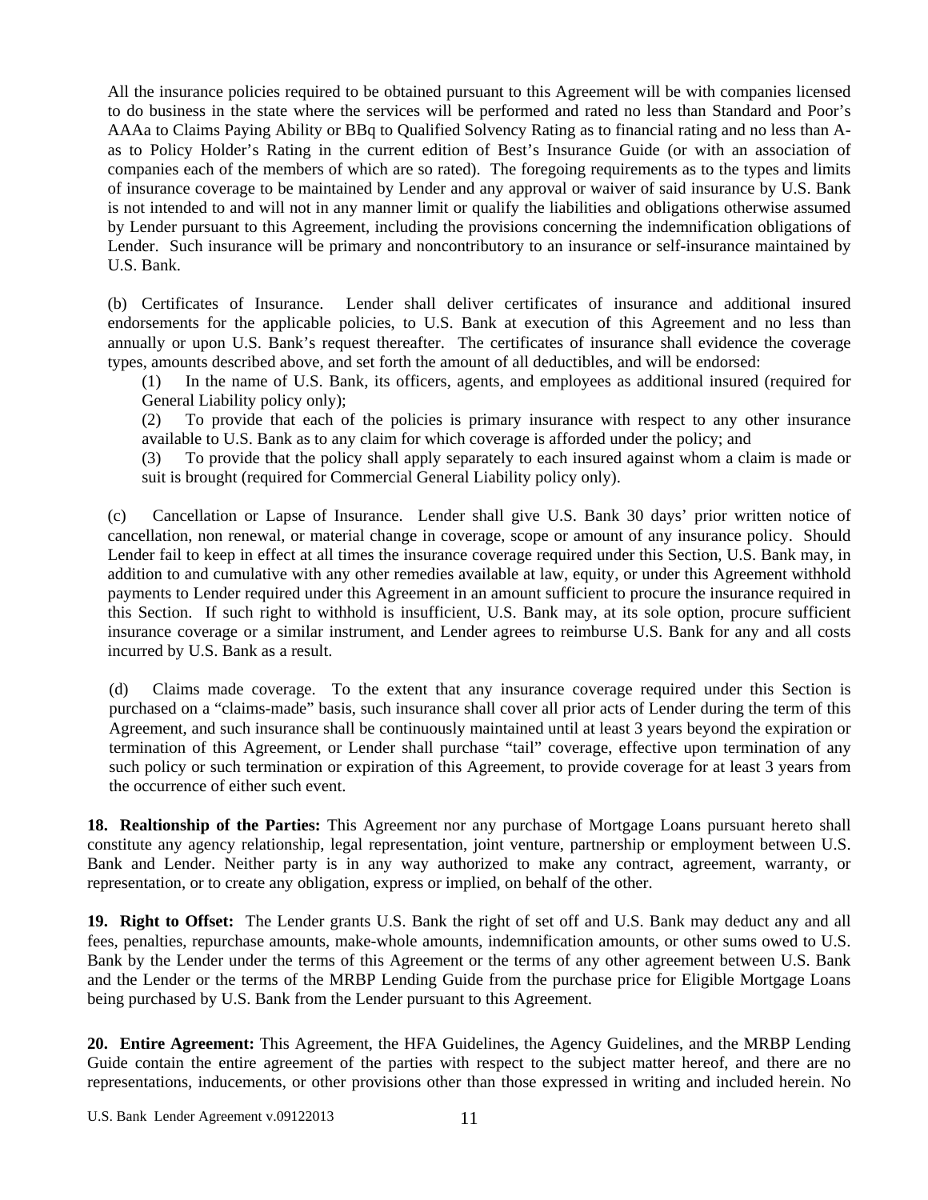All the insurance policies required to be obtained pursuant to this Agreement will be with companies licensed to do business in the state where the services will be performed and rated no less than Standard and Poor's AAAa to Claims Paying Ability or BBq to Qualified Solvency Rating as to financial rating and no less than A- as to Policy Holder's Rating in the current edition of Best's Insurance Guide (or with an association of companies each of the members of which are so rated). The foregoing requirements as to the types and limits of insurance coverage to be maintained by Lender and any approval or waiver of said insurance by U.S. Bank is not intended to and will not in any manner limit or qualify the liabilities and obligations otherwise assumed by Lender pursuant to this Agreement, including the provisions concerning the indemnification obligations of Lender. Such insurance will be primary and noncontributory to an insurance or self-insurance maintained by U.S. Bank.

(b) Certificates of Insurance. Lender shall deliver certificates of insurance and additional insured endorsements for the applicable policies, to U.S. Bank at execution of this Agreement and no less than annually or upon U.S. Bank's request thereafter. The certificates of insurance shall evidence the coverage types, amounts described above, and set forth the amount of all deductibles, and will be endorsed:

(1) In the name of U.S. Bank, its officers, agents, and employees as additional insured (required for General Liability policy only);

(2) To provide that each of the policies is primary insurance with respect to any other insurance available to U.S. Bank as to any claim for which coverage is afforded under the policy; and

(3) To provide that the policy shall apply separately to each insured against whom a claim is made or suit is brought (required for Commercial General Liability policy only).

(c) Cancellation or Lapse of Insurance. Lender shall give U.S. Bank 30 days' prior written notice of cancellation, non renewal, or material change in coverage, scope or amount of any insurance policy. Should Lender fail to keep in effect at all times the insurance coverage required under this Section, U.S. Bank may, in addition to and cumulative with any other remedies available at law, equity, or under this Agreement withhold payments to Lender required under this Agreement in an amount sufficient to procure the insurance required in this Section. If such right to withhold is insufficient, U.S. Bank may, at its sole option, procure sufficient insurance coverage or a similar instrument, and Lender agrees to reimburse U.S. Bank for any and all costs incurred by U.S. Bank as a result.

(d) Claims made coverage. To the extent that any insurance coverage required under this Section is purchased on a "claims-made" basis, such insurance shall cover all prior acts of Lender during the term of this Agreement, and such insurance shall be continuously maintained until at least 3 years beyond the expiration or termination of this Agreement, or Lender shall purchase "tail" coverage, effective upon termination of any such policy or such termination or expiration of this Agreement, to provide coverage for at least 3 years from the occurrence of either such event.

**18. Realtionship of the Parties:** This Agreement nor any purchase of Mortgage Loans pursuant hereto shall constitute any agency relationship, legal representation, joint venture, partnership or employment between U.S. Bank and Lender. Neither party is in any way authorized to make any contract, agreement, warranty, or representation, or to create any obligation, express or implied, on behalf of the other.

**19. Right to Offset:** The Lender grants U.S. Bank the right of set off and U.S. Bank may deduct any and all fees, penalties, repurchase amounts, make-whole amounts, indemnification amounts, or other sums owed to U.S. Bank by the Lender under the terms of this Agreement or the terms of any other agreement between U.S. Bank and the Lender or the terms of the MRBP Lending Guide from the purchase price for Eligible Mortgage Loans being purchased by U.S. Bank from the Lender pursuant to this Agreement.

**20. Entire Agreement:** This Agreement, the HFA Guidelines, the Agency Guidelines, and the MRBP Lending Guide contain the entire agreement of the parties with respect to the subject matter hereof, and there are no representations, inducements, or other provisions other than those expressed in writing and included herein. No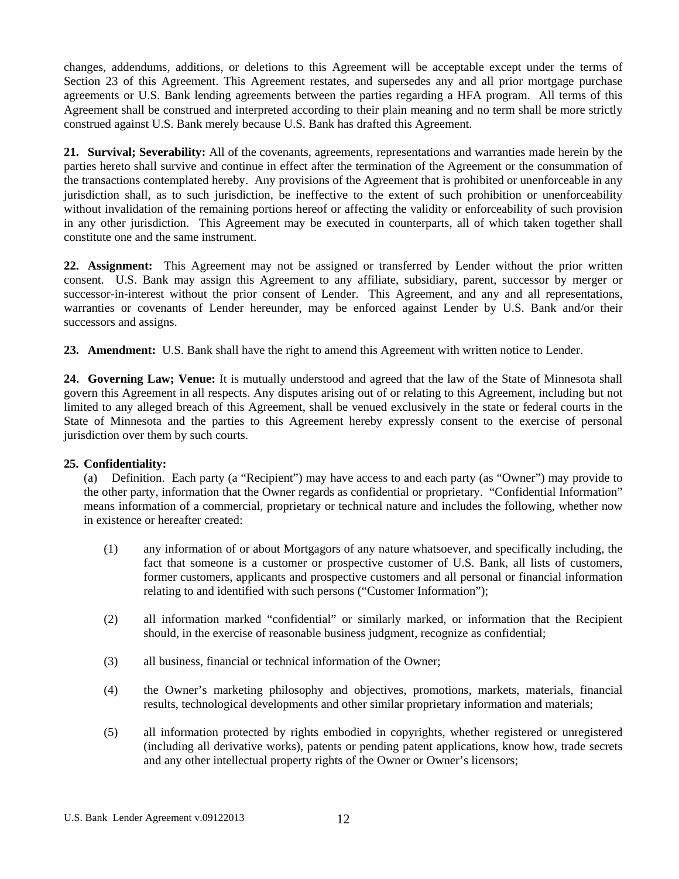changes, addendums, additions, or deletions to this Agreement will be acceptable except under the terms of Section 23 of this Agreement. This Agreement restates, and supersedes any and all prior mortgage purchase agreements or U.S. Bank lending agreements between the parties regarding a HFA program. All terms of this Agreement shall be construed and interpreted according to their plain meaning and no term shall be more strictly construed against U.S. Bank merely because U.S. Bank has drafted this Agreement.

**21. Survival; Severability:** All of the covenants, agreements, representations and warranties made herein by the parties hereto shall survive and continue in effect after the termination of the Agreement or the consummation of the transactions contemplated hereby. Any provisions of the Agreement that is prohibited or unenforceable in any jurisdiction shall, as to such jurisdiction, be ineffective to the extent of such prohibition or unenforceability without invalidation of the remaining portions hereof or affecting the validity or enforceability of such provision in any other jurisdiction. This Agreement may be executed in counterparts, all of which taken together shall constitute one and the same instrument.

**22. Assignment:** This Agreement may not be assigned or transferred by Lender without the prior written consent. U.S. Bank may assign this Agreement to any affiliate, subsidiary, parent, successor by merger or successor-in-interest without the prior consent of Lender. This Agreement, and any and all representations, warranties or covenants of Lender hereunder, may be enforced against Lender by U.S. Bank and/or their successors and assigns.

**23. Amendment:** U.S. Bank shall have the right to amend this Agreement with written notice to Lender.

**24. Governing Law; Venue:** It is mutually understood and agreed that the law of the State of Minnesota shall govern this Agreement in all respects. Any disputes arising out of or relating to this Agreement, including but not limited to any alleged breach of this Agreement, shall be venued exclusively in the state or federal courts in the State of Minnesota and the parties to this Agreement hereby expressly consent to the exercise of personal jurisdiction over them by such courts.

**25. Confidentiality:**

(a) Definition. Each party (a "Recipient") may have access to and each party (as "Owner") may provide to the other party, information that the Owner regards as confidential or proprietary. "Confidential Information" means information of a commercial, proprietary or technical nature and includes the following, whether now in existence or hereafter created:

(1) any information of or about Mortgagors of any nature whatsoever, and specifically including, the fact that someone is a customer or prospective customer of U.S. Bank, all lists of customers, former customers, applicants and prospective customers and all personal or financial information relating to and identified with such persons ("Customer Information");

(2) all information marked "confidential" or similarly marked, or information that the Recipient should, in the exercise of reasonable business judgment, recognize as confidential;

(3) all business, financial or technical information of the Owner;

(4) the Owner's marketing philosophy and objectives, promotions, markets, materials, financial results, technological developments and other similar proprietary information and materials;

(5) all information protected by rights embodied in copyrights, whether registered or unregistered (including all derivative works), patents or pending patent applications, know how, trade secrets and any other intellectual property rights of the Owner or Owner's licensors;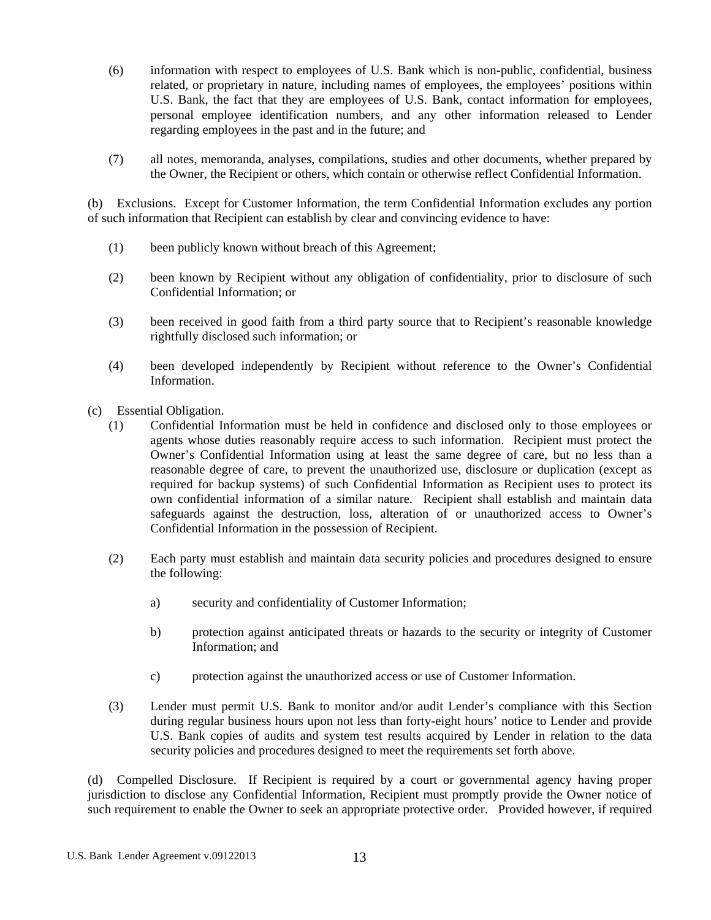(6) information with respect to employees of U.S. Bank which is non-public, confidential, business related, or proprietary in nature, including names of employees, the employees' positions within U.S. Bank, the fact that they are employees of U.S. Bank, contact information for employees, personal employee identification numbers, and any other information released to Lender regarding employees in the past and in the future; and

(7) all notes, memoranda, analyses, compilations, studies and other documents, whether prepared by the Owner, the Recipient or others, which contain or otherwise reflect Confidential Information.

(b) Exclusions. Except for Customer Information, the term Confidential Information excludes any portion of such information that Recipient can establish by clear and convincing evidence to have:

(1) been publicly known without breach of this Agreement;

(2) been known by Recipient without any obligation of confidentiality, prior to disclosure of such Confidential Information; or

(3) been received in good faith from a third party source that to Recipient's reasonable knowledge rightfully disclosed such information; or

(4) been developed independently by Recipient without reference to the Owner's Confidential Information.

(c) Essential Obligation.

(1) Confidential Information must be held in confidence and disclosed only to those employees or agents whose duties reasonably require access to such information. Recipient must protect the Owner's Confidential Information using at least the same degree of care, but no less than a reasonable degree of care, to prevent the unauthorized use, disclosure or duplication (except as required for backup systems) of such Confidential Information as Recipient uses to protect its own confidential information of a similar nature. Recipient shall establish and maintain data safeguards against the destruction, loss, alteration of or unauthorized access to Owner's Confidential Information in the possession of Recipient.

(2) Each party must establish and maintain data security policies and procedures designed to ensure the following:

a) security and confidentiality of Customer Information;

b) protection against anticipated threats or hazards to the security or integrity of Customer Information; and

c) protection against the unauthorized access or use of Customer Information.

(3) Lender must permit U.S. Bank to monitor and/or audit Lender's compliance with this Section during regular business hours upon not less than forty-eight hours' notice to Lender and provide U.S. Bank copies of audits and system test results acquired by Lender in relation to the data security policies and procedures designed to meet the requirements set forth above.

(d) Compelled Disclosure. If Recipient is required by a court or governmental agency having proper jurisdiction to disclose any Confidential Information, Recipient must promptly provide the Owner notice of such requirement to enable the Owner to seek an appropriate protective order. Provided however, if required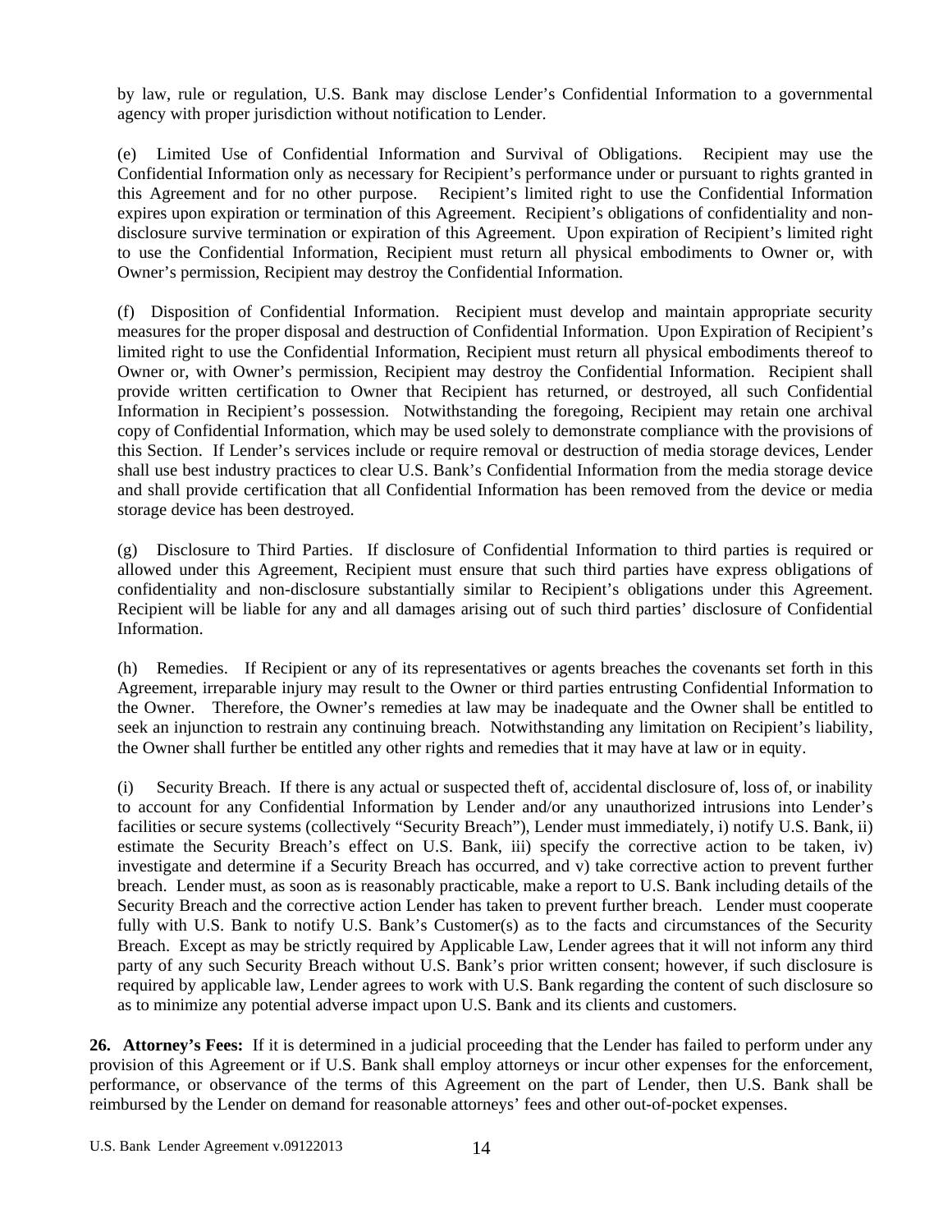by law, rule or regulation, U.S. Bank may disclose Lender's Confidential Information to a governmental agency with proper jurisdiction without notification to Lender.

(e) Limited Use of Confidential Information and Survival of Obligations. Recipient may use the Confidential Information only as necessary for Recipient's performance under or pursuant to rights granted in this Agreement and for no other purpose. Recipient's limited right to use the Confidential Information expires upon expiration or termination of this Agreement. Recipient's obligations of confidentiality and non-disclosure survive termination or expiration of this Agreement. Upon expiration of Recipient's limited right to use the Confidential Information, Recipient must return all physical embodiments to Owner or, with Owner's permission, Recipient may destroy the Confidential Information.

(f) Disposition of Confidential Information. Recipient must develop and maintain appropriate security measures for the proper disposal and destruction of Confidential Information. Upon Expiration of Recipient's limited right to use the Confidential Information, Recipient must return all physical embodiments thereof to Owner or, with Owner's permission, Recipient may destroy the Confidential Information. Recipient shall provide written certification to Owner that Recipient has returned, or destroyed, all such Confidential Information in Recipient's possession. Notwithstanding the foregoing, Recipient may retain one archival copy of Confidential Information, which may be used solely to demonstrate compliance with the provisions of this Section. If Lender's services include or require removal or destruction of media storage devices, Lender shall use best industry practices to clear U.S. Bank's Confidential Information from the media storage device and shall provide certification that all Confidential Information has been removed from the device or media storage device has been destroyed.

(g) Disclosure to Third Parties. If disclosure of Confidential Information to third parties is required or allowed under this Agreement, Recipient must ensure that such third parties have express obligations of confidentiality and non-disclosure substantially similar to Recipient's obligations under this Agreement. Recipient will be liable for any and all damages arising out of such third parties' disclosure of Confidential Information.

(h) Remedies. If Recipient or any of its representatives or agents breaches the covenants set forth in this Agreement, irreparable injury may result to the Owner or third parties entrusting Confidential Information to the Owner. Therefore, the Owner's remedies at law may be inadequate and the Owner shall be entitled to seek an injunction to restrain any continuing breach. Notwithstanding any limitation on Recipient's liability, the Owner shall further be entitled any other rights and remedies that it may have at law or in equity.

(i) Security Breach. If there is any actual or suspected theft of, accidental disclosure of, loss of, or inability to account for any Confidential Information by Lender and/or any unauthorized intrusions into Lender's facilities or secure systems (collectively "Security Breach"), Lender must immediately, i) notify U.S. Bank, ii) estimate the Security Breach's effect on U.S. Bank, iii) specify the corrective action to be taken, iv) investigate and determine if a Security Breach has occurred, and v) take corrective action to prevent further breach. Lender must, as soon as is reasonably practicable, make a report to U.S. Bank including details of the Security Breach and the corrective action Lender has taken to prevent further breach. Lender must cooperate fully with U.S. Bank to notify U.S. Bank's Customer(s) as to the facts and circumstances of the Security Breach. Except as may be strictly required by Applicable Law, Lender agrees that it will not inform any third party of any such Security Breach without U.S. Bank's prior written consent; however, if such disclosure is required by applicable law, Lender agrees to work with U.S. Bank regarding the content of such disclosure so as to minimize any potential adverse impact upon U.S. Bank and its clients and customers.

**26. Attorney's Fees:** If it is determined in a judicial proceeding that the Lender has failed to perform under any provision of this Agreement or if U.S. Bank shall employ attorneys or incur other expenses for the enforcement, performance, or observance of the terms of this Agreement on the part of Lender, then U.S. Bank shall be reimbursed by the Lender on demand for reasonable attorneys' fees and other out-of-pocket expenses.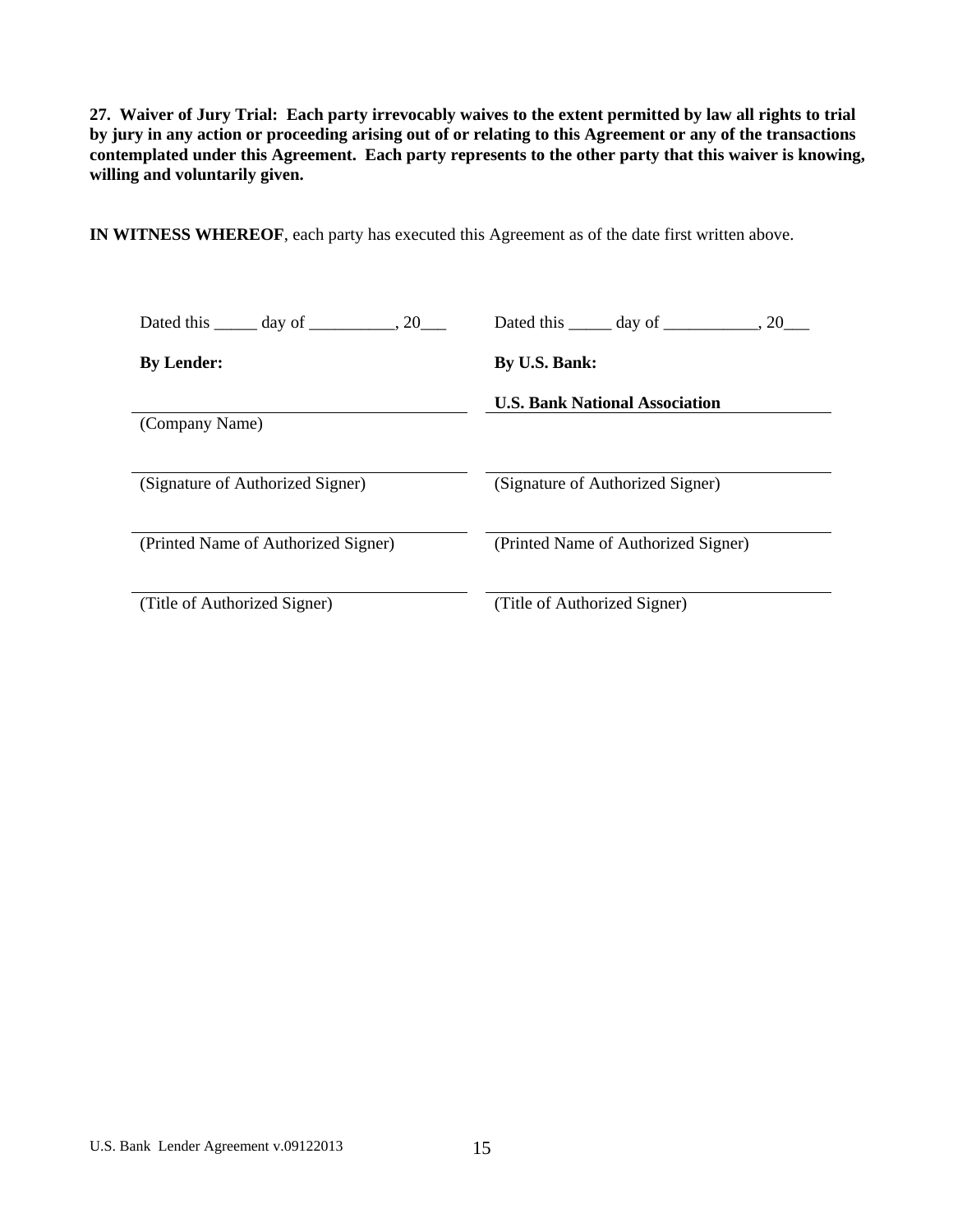**27. Waiver of Jury Trial: Each party irrevocably waives to the extent permitted by law all rights to trial by jury in any action or proceeding arising out of or relating to this Agreement or any of the transactions contemplated under this Agreement. Each party represents to the other party that this waiver is knowing, willing and voluntarily given.**

**IN WITNESS WHEREOF**, each party has executed this Agreement as of the date first written above.

| | |
|---|---|
| Dated this _____ day of __________, 20___ | Dated this _____ day of ___________, 20___ |
| **By Lender:** | **By U.S. Bank:** |
| ______________________________ | **U.S. Bank National Association** |
| (Company Name) | |
| ______________________________ | ______________________________ |
| (Signature of Authorized Signer) | (Signature of Authorized Signer) |
| ______________________________ | ______________________________ |
| (Printed Name of Authorized Signer) | (Printed Name of Authorized Signer) |
| ______________________________ | ______________________________ |
| (Title of Authorized Signer) | (Title of Authorized Signer) |

U.S. Bank Lender Agreement v.09122013